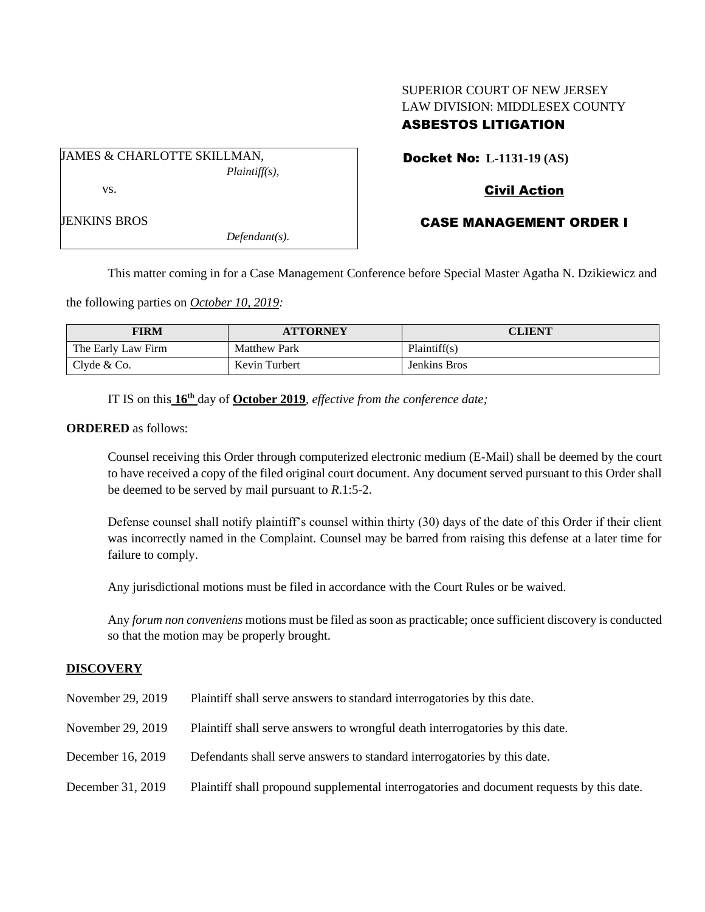SUPERIOR COURT OF NEW JERSEY
LAW DIVISION: MIDDLESEX COUNTY
**ASBESTOS LITIGATION**

JAMES & CHARLOTTE SKILLMAN,
*Plaintiff(s),*

vs.

JENKINS BROS
*Defendant(s).*

**Docket No: L-1131-19 (AS)**

**Civil Action**

**CASE MANAGEMENT ORDER I**

This matter coming in for a Case Management Conference before Special Master Agatha N. Dzikiewicz and the following parties on *October 10, 2019:*

| FIRM | ATTORNEY | CLIENT |
|---|---|---|
| The Early Law Firm | Matthew Park | Plaintiff(s) |
| Clyde & Co. | Kevin Turbert | Jenkins Bros |

IT IS on this **16th** day of **October 2019**, *effective from the conference date;*

**ORDERED** as follows:

Counsel receiving this Order through computerized electronic medium (E-Mail) shall be deemed by the court to have received a copy of the filed original court document. Any document served pursuant to this Order shall be deemed to be served by mail pursuant to *R*.1:5-2.

Defense counsel shall notify plaintiff's counsel within thirty (30) days of the date of this Order if their client was incorrectly named in the Complaint. Counsel may be barred from raising this defense at a later time for failure to comply.

Any jurisdictional motions must be filed in accordance with the Court Rules or be waived.

Any *forum non conveniens* motions must be filed as soon as practicable; once sufficient discovery is conducted so that the motion may be properly brought.

## DISCOVERY

November 29, 2019 Plaintiff shall serve answers to standard interrogatories by this date.

November 29, 2019 Plaintiff shall serve answers to wrongful death interrogatories by this date.

December 16, 2019 Defendants shall serve answers to standard interrogatories by this date.

December 31, 2019 Plaintiff shall propound supplemental interrogatories and document requests by this date.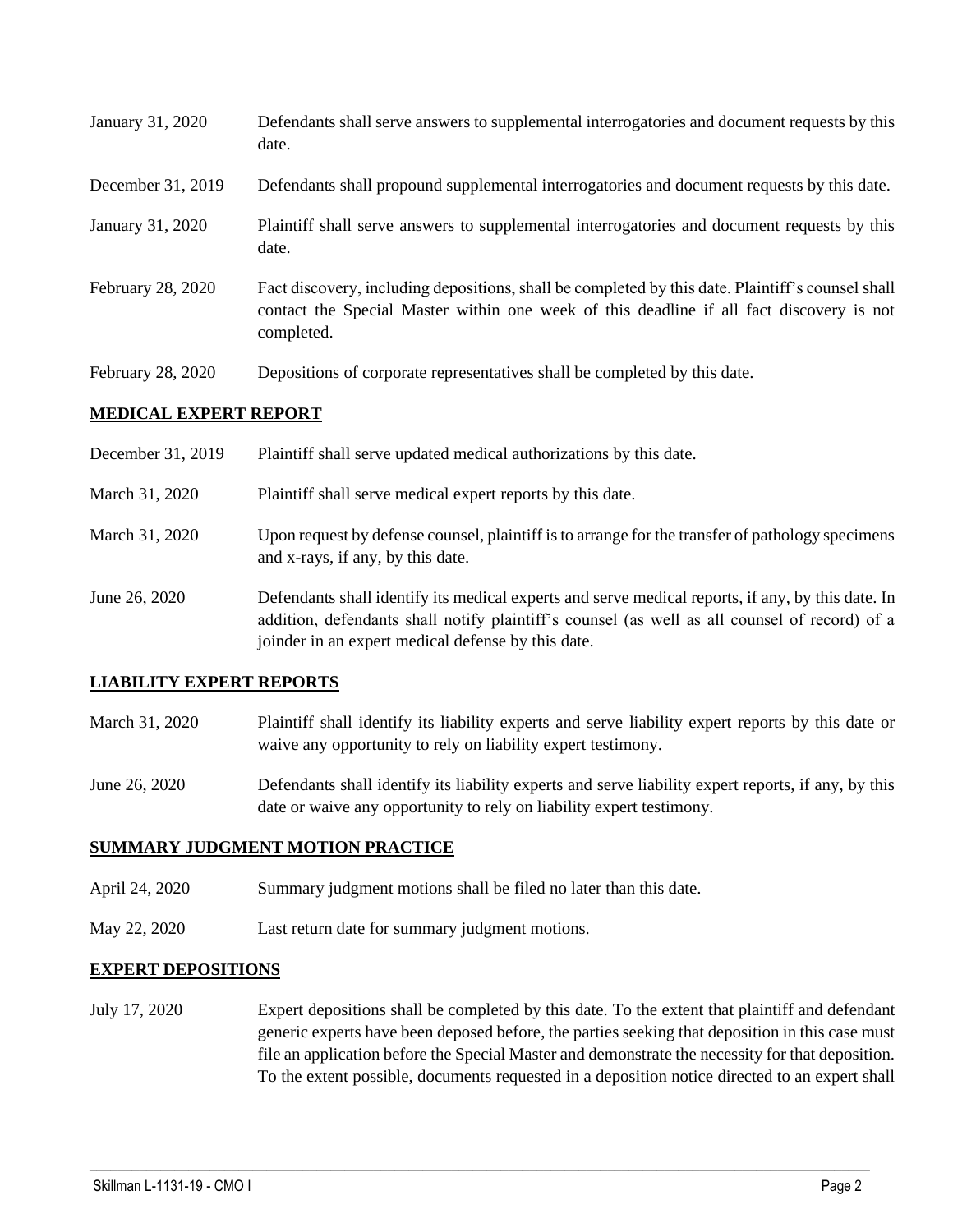| | |
|---|---|
| January 31, 2020 | Defendants shall serve answers to supplemental interrogatories and document requests by this date. |
| December 31, 2019 | Defendants shall propound supplemental interrogatories and document requests by this date. |
| January 31, 2020 | Plaintiff shall serve answers to supplemental interrogatories and document requests by this date. |
| February 28, 2020 | Fact discovery, including depositions, shall be completed by this date. Plaintiff's counsel shall contact the Special Master within one week of this deadline if all fact discovery is not completed. |
| February 28, 2020 | Depositions of corporate representatives shall be completed by this date. |

**MEDICAL EXPERT REPORT**

| | |
|---|---|
| December 31, 2019 | Plaintiff shall serve updated medical authorizations by this date. |
| March 31, 2020 | Plaintiff shall serve medical expert reports by this date. |
| March 31, 2020 | Upon request by defense counsel, plaintiff is to arrange for the transfer of pathology specimens and x-rays, if any, by this date. |
| June 26, 2020 | Defendants shall identify its medical experts and serve medical reports, if any, by this date. In addition, defendants shall notify plaintiff's counsel (as well as all counsel of record) of a joinder in an expert medical defense by this date. |

**LIABILITY EXPERT REPORTS**

| | |
|---|---|
| March 31, 2020 | Plaintiff shall identify its liability experts and serve liability expert reports by this date or waive any opportunity to rely on liability expert testimony. |
| June 26, 2020 | Defendants shall identify its liability experts and serve liability expert reports, if any, by this date or waive any opportunity to rely on liability expert testimony. |

**SUMMARY JUDGMENT MOTION PRACTICE**

| | |
|---|---|
| April 24, 2020 | Summary judgment motions shall be filed no later than this date. |
| May 22, 2020 | Last return date for summary judgment motions. |

**EXPERT DEPOSITIONS**

| | |
|---|---|
| July 17, 2020 | Expert depositions shall be completed by this date. To the extent that plaintiff and defendant generic experts have been deposed before, the parties seeking that deposition in this case must file an application before the Special Master and demonstrate the necessity for that deposition. To the extent possible, documents requested in a deposition notice directed to an expert shall |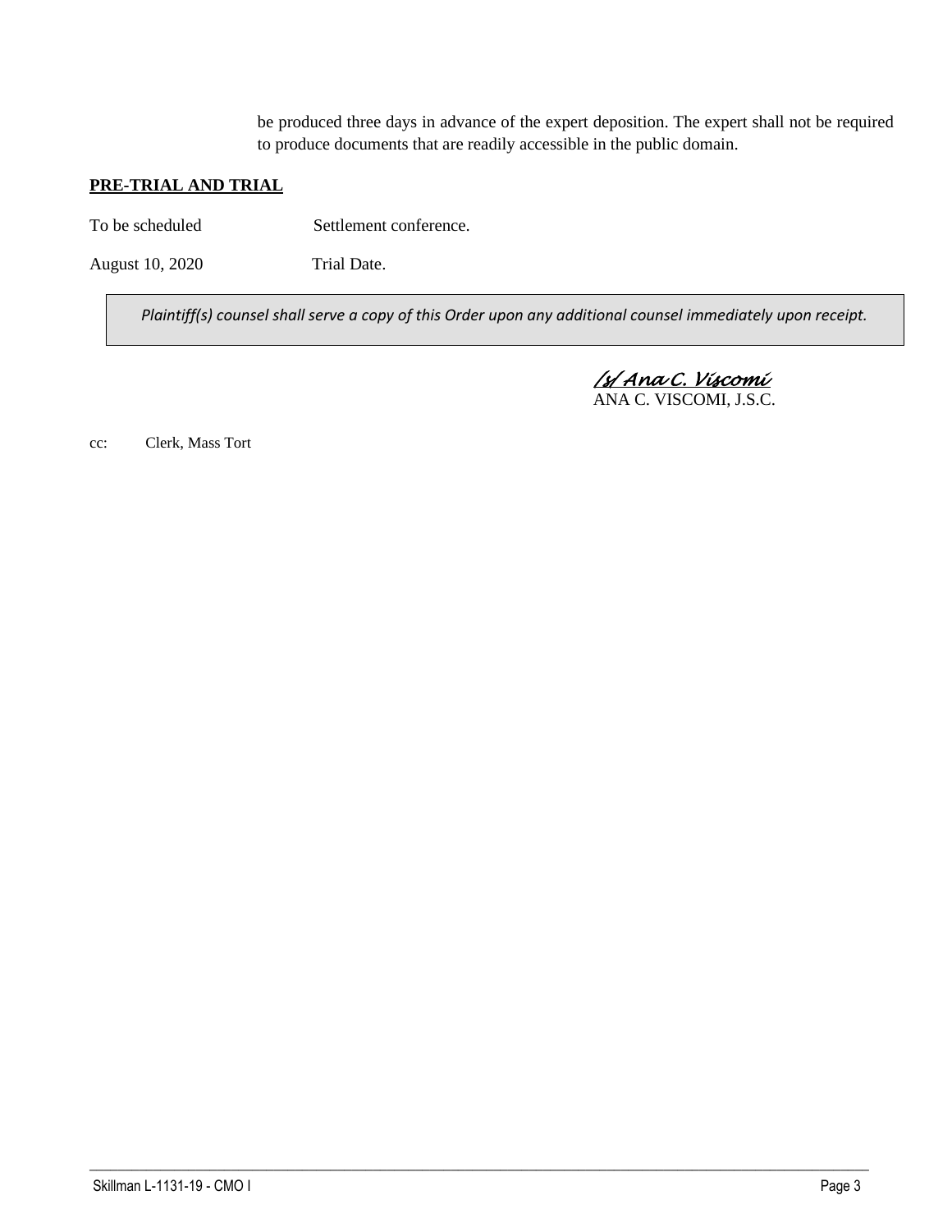be produced three days in advance of the expert deposition. The expert shall not be required to produce documents that are readily accessible in the public domain.

**PRE-TRIAL AND TRIAL**

| | |
|---|---|
| To be scheduled | Settlement conference. |
| August 10, 2020 | Trial Date. |

*Plaintiff(s) counsel shall serve a copy of this Order upon any additional counsel immediately upon receipt.*

/s/ Ana C. Viscomi
ANA C. VISCOMI, J.S.C.

cc: Clerk, Mass Tort